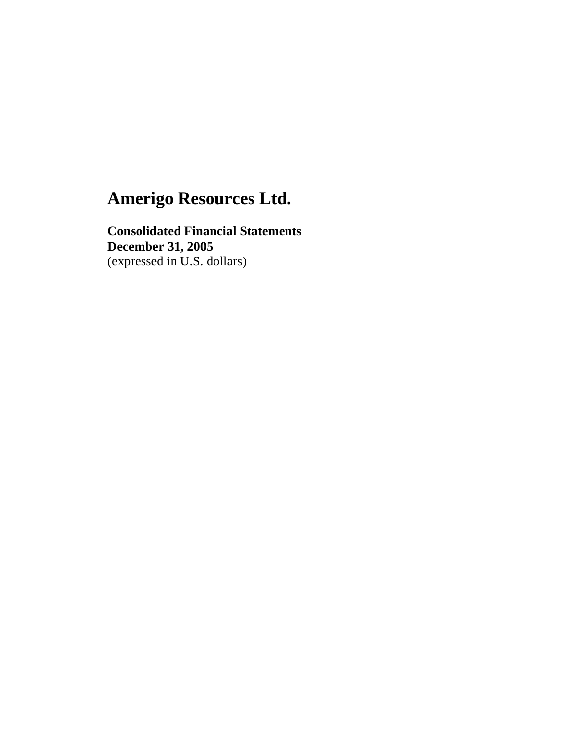# Amerigo Resources Ltd.

**Consolidated Financial Statements**
**December 31, 2005**
(expressed in U.S. dollars)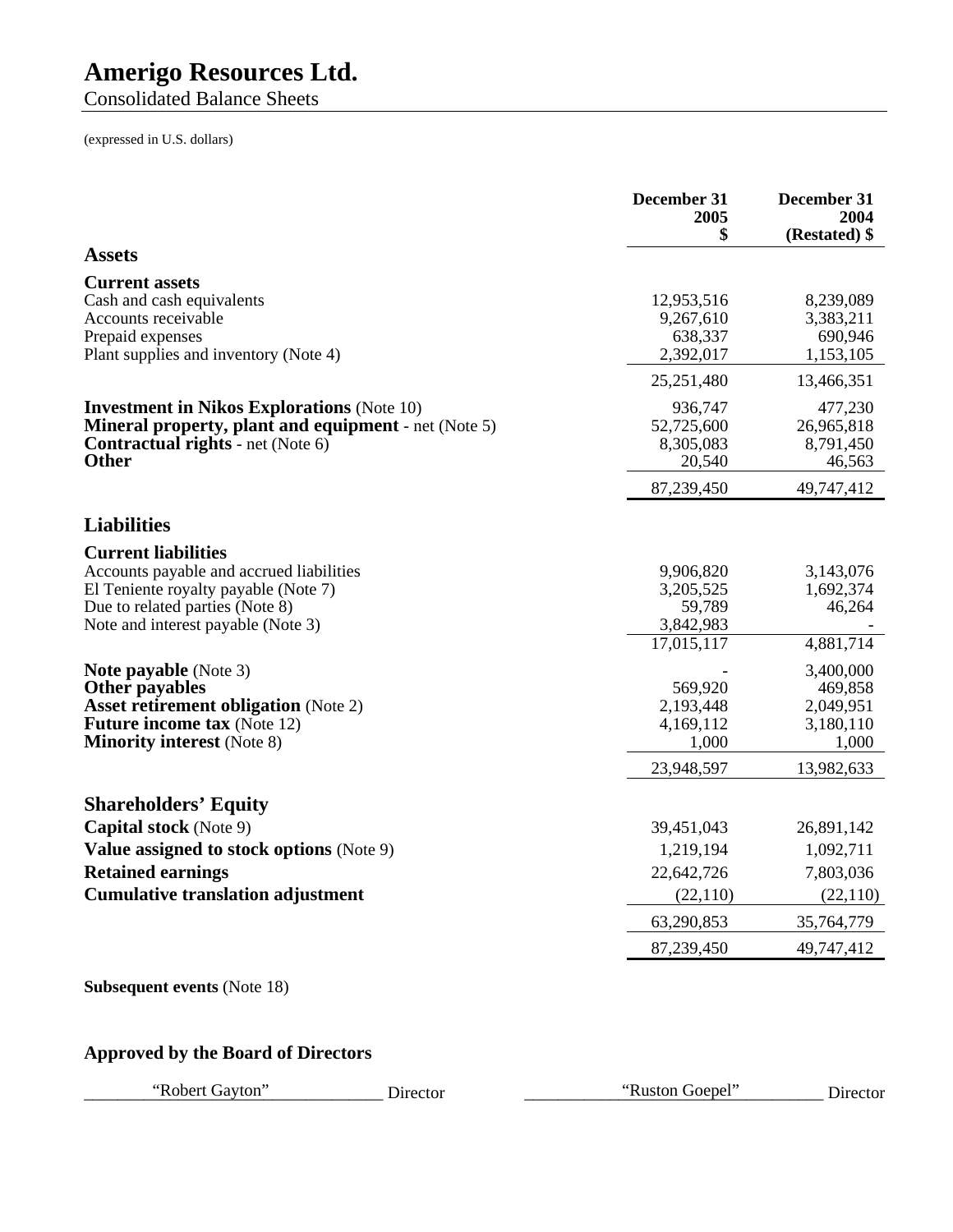# Amerigo Resources Ltd.

Consolidated Balance Sheets

(expressed in U.S. dollars)

| | December 31 2005 $ | December 31 2004 (Restated) $ |
|---|---|---|
| **Assets** | | |
| **Current assets** | | |
| Cash and cash equivalents | 12,953,516 | 8,239,089 |
| Accounts receivable | 9,267,610 | 3,383,211 |
| Prepaid expenses | 638,337 | 690,946 |
| Plant supplies and inventory (Note 4) | 2,392,017 | 1,153,105 |
| | 25,251,480 | 13,466,351 |
| **Investment in Nikos Explorations** (Note 10) | 936,747 | 477,230 |
| **Mineral property, plant and equipment** - net (Note 5) | 52,725,600 | 26,965,818 |
| **Contractual rights** - net (Note 6) | 8,305,083 | 8,791,450 |
| **Other** | 20,540 | 46,563 |
| | 87,239,450 | 49,747,412 |
| **Liabilities** | | |
| **Current liabilities** | | |
| Accounts payable and accrued liabilities | 9,906,820 | 3,143,076 |
| El Teniente royalty payable (Note 7) | 3,205,525 | 1,692,374 |
| Due to related parties (Note 8) | 59,789 | 46,264 |
| Note and interest payable (Note 3) | 3,842,983 | - |
| | 17,015,117 | 4,881,714 |
| **Note payable** (Note 3) | - | 3,400,000 |
| **Other payables** | 569,920 | 469,858 |
| **Asset retirement obligation** (Note 2) | 2,193,448 | 2,049,951 |
| **Future income tax** (Note 12) | 4,169,112 | 3,180,110 |
| **Minority interest** (Note 8) | 1,000 | 1,000 |
| | 23,948,597 | 13,982,633 |
| **Shareholders' Equity** | | |
| **Capital stock** (Note 9) | 39,451,043 | 26,891,142 |
| **Value assigned to stock options** (Note 9) | 1,219,194 | 1,092,711 |
| **Retained earnings** | 22,642,726 | 7,803,036 |
| **Cumulative translation adjustment** | (22,110) | (22,110) |
| | 63,290,853 | 35,764,779 |
| | 87,239,450 | 49,747,412 |

**Subsequent events** (Note 18)

**Approved by the Board of Directors**

"Robert Gayton" Director "Ruston Goepel" Director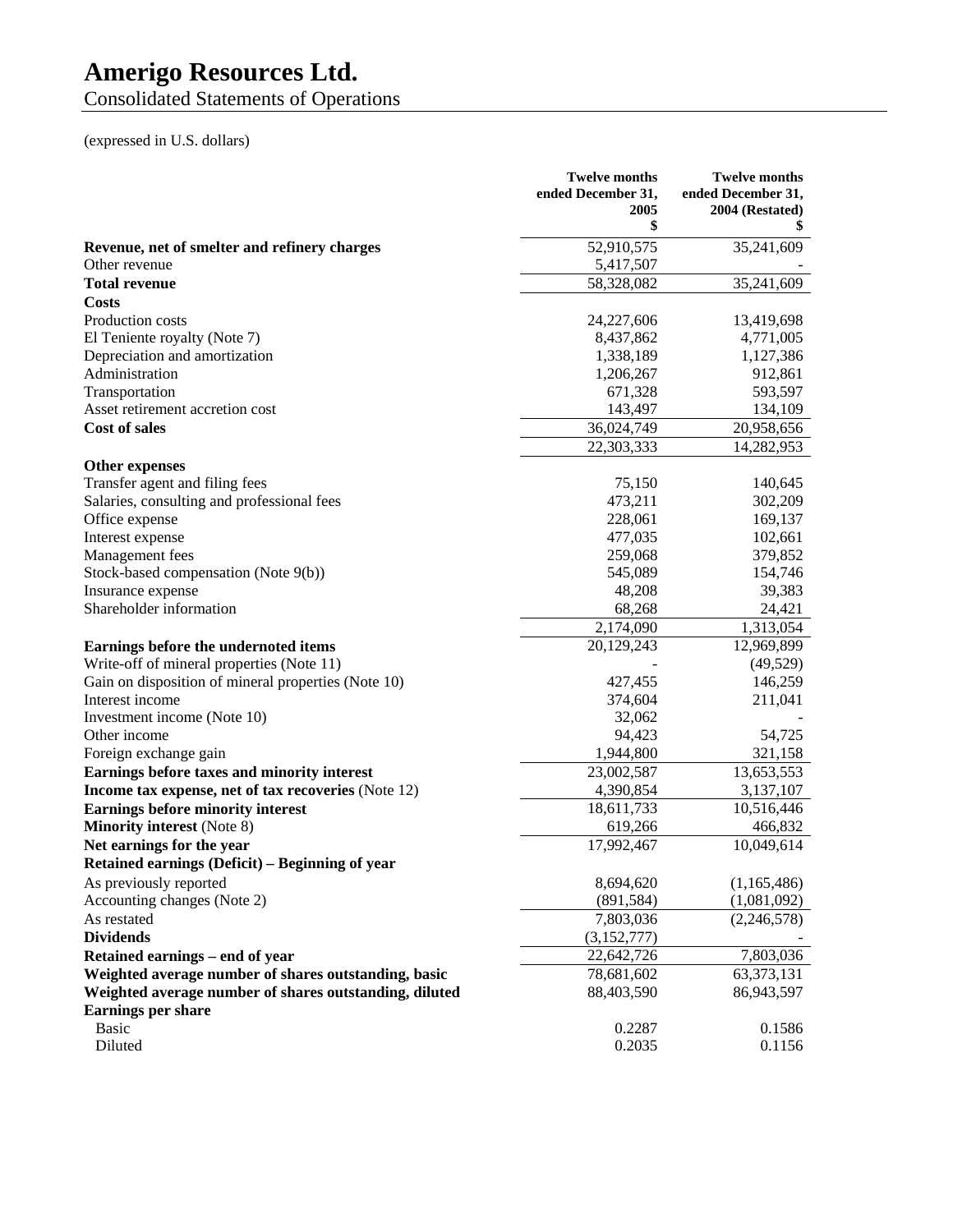# Amerigo Resources Ltd.

## Consolidated Statements of Operations

(expressed in U.S. dollars)

| | Twelve months ended December 31, 2005 $ | Twelve months ended December 31, 2004 (Restated) $ |
|---|---|---|
| **Revenue, net of smelter and refinery charges** | 52,910,575 | 35,241,609 |
| Other revenue | 5,417,507 | - |
| **Total revenue** | 58,328,082 | 35,241,609 |
| **Costs** | | |
| Production costs | 24,227,606 | 13,419,698 |
| El Teniente royalty (Note 7) | 8,437,862 | 4,771,005 |
| Depreciation and amortization | 1,338,189 | 1,127,386 |
| Administration | 1,206,267 | 912,861 |
| Transportation | 671,328 | 593,597 |
| Asset retirement accretion cost | 143,497 | 134,109 |
| **Cost of sales** | 36,024,749 | 20,958,656 |
| | 22,303,333 | 14,282,953 |
| **Other expenses** | | |
| Transfer agent and filing fees | 75,150 | 140,645 |
| Salaries, consulting and professional fees | 473,211 | 302,209 |
| Office expense | 228,061 | 169,137 |
| Interest expense | 477,035 | 102,661 |
| Management fees | 259,068 | 379,852 |
| Stock-based compensation (Note 9(b)) | 545,089 | 154,746 |
| Insurance expense | 48,208 | 39,383 |
| Shareholder information | 68,268 | 24,421 |
| | 2,174,090 | 1,313,054 |
| **Earnings before the undernoted items** | 20,129,243 | 12,969,899 |
| Write-off of mineral properties (Note 11) | - | (49,529) |
| Gain on disposition of mineral properties (Note 10) | 427,455 | 146,259 |
| Interest income | 374,604 | 211,041 |
| Investment income (Note 10) | 32,062 | - |
| Other income | 94,423 | 54,725 |
| Foreign exchange gain | 1,944,800 | 321,158 |
| **Earnings before taxes and minority interest** | 23,002,587 | 13,653,553 |
| **Income tax expense, net of tax recoveries** (Note 12) | 4,390,854 | 3,137,107 |
| **Earnings before minority interest** | 18,611,733 | 10,516,446 |
| **Minority interest** (Note 8) | 619,266 | 466,832 |
| **Net earnings for the year** | 17,992,467 | 10,049,614 |
| **Retained earnings (Deficit) – Beginning of year** | | |
| As previously reported | 8,694,620 | (1,165,486) |
| Accounting changes (Note 2) | (891,584) | (1,081,092) |
| As restated | 7,803,036 | (2,246,578) |
| **Dividends** | (3,152,777) | - |
| **Retained earnings – end of year** | 22,642,726 | 7,803,036 |
| **Weighted average number of shares outstanding, basic** | 78,681,602 | 63,373,131 |
| **Weighted average number of shares outstanding, diluted** | 88,403,590 | 86,943,597 |
| **Earnings per share** | | |
| Basic | 0.2287 | 0.1586 |
| Diluted | 0.2035 | 0.1156 |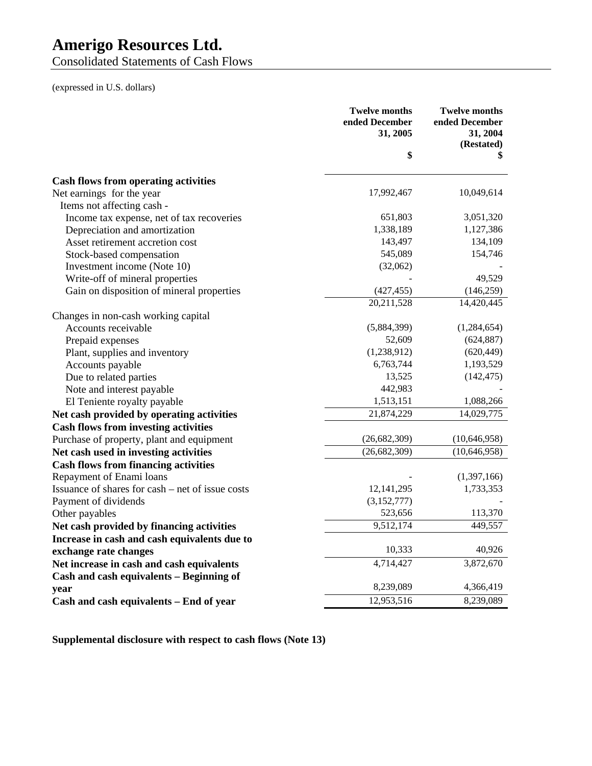# Amerigo Resources Ltd.

Consolidated Statements of Cash Flows

(expressed in U.S. dollars)

| | Twelve months ended December 31, 2005<br>$ | Twelve months ended December 31, 2004 (Restated)<br>$ |
|---|---|---|
| **Cash flows from operating activities** | | |
| Net earnings for the year | 17,992,467 | 10,049,614 |
| Items not affecting cash - | | |
| Income tax expense, net of tax recoveries | 651,803 | 3,051,320 |
| Depreciation and amortization | 1,338,189 | 1,127,386 |
| Asset retirement accretion cost | 143,497 | 134,109 |
| Stock-based compensation | 545,089 | 154,746 |
| Investment income (Note 10) | (32,062) | - |
| Write-off of mineral properties | - | 49,529 |
| Gain on disposition of mineral properties | (427,455) | (146,259) |
| | 20,211,528 | 14,420,445 |
| Changes in non-cash working capital | | |
| Accounts receivable | (5,884,399) | (1,284,654) |
| Prepaid expenses | 52,609 | (624,887) |
| Plant, supplies and inventory | (1,238,912) | (620,449) |
| Accounts payable | 6,763,744 | 1,193,529 |
| Due to related parties | 13,525 | (142,475) |
| Note and interest payable | 442,983 | - |
| El Teniente royalty payable | 1,513,151 | 1,088,266 |
| **Net cash provided by operating activities** | 21,874,229 | 14,029,775 |
| **Cash flows from investing activities** | | |
| Purchase of property, plant and equipment | (26,682,309) | (10,646,958) |
| **Net cash used in investing activities** | (26,682,309) | (10,646,958) |
| **Cash flows from financing activities** | | |
| Repayment of Enami loans | - | (1,397,166) |
| Issuance of shares for cash – net of issue costs | 12,141,295 | 1,733,353 |
| Payment of dividends | (3,152,777) | |
| Other payables | 523,656 | 113,370 |
| **Net cash provided by financing activities** | 9,512,174 | 449,557 |
| **Increase in cash and cash equivalents due to exchange rate changes** | 10,333 | 40,926 |
| **Net increase in cash and cash equivalents** | 4,714,427 | 3,872,670 |
| **Cash and cash equivalents – Beginning of year** | 8,239,089 | 4,366,419 |
| **Cash and cash equivalents – End of year** | 12,953,516 | 8,239,089 |

**Supplemental disclosure with respect to cash flows (Note 13)**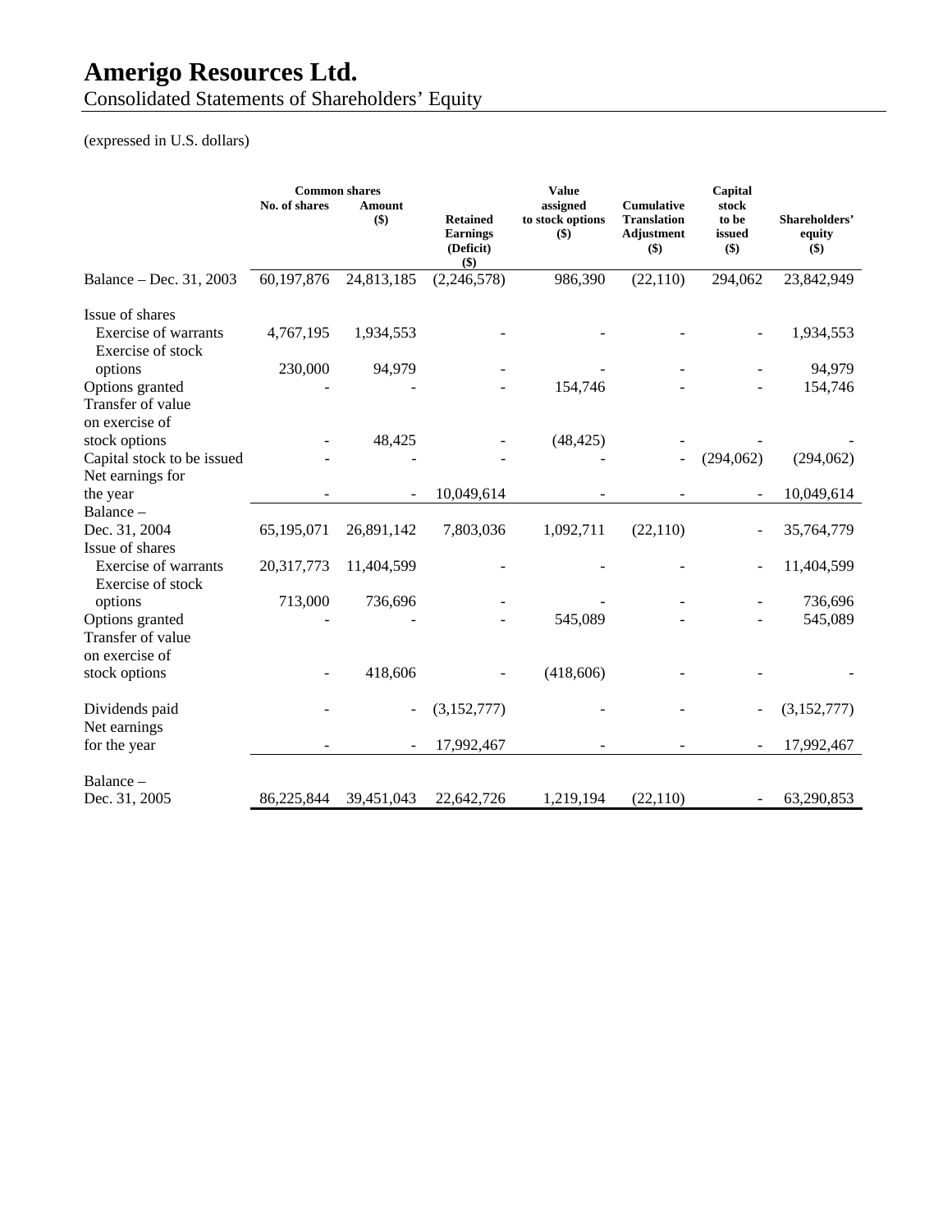# Amerigo Resources Ltd.

Consolidated Statements of Shareholders' Equity

(expressed in U.S. dollars)

| | Common shares | | | Value | | Capital | |
|---|---|---|---|---|---|---|---|
| | No. of shares | Amount ($) | Retained Earnings (Deficit) ($) | assigned to stock options ($) | Cumulative Translation Adjustment ($) | stock to be issued ($) | Shareholders' equity ($) |
| Balance – Dec. 31, 2003 | 60,197,876 | 24,813,185 | (2,246,578) | 986,390 | (22,110) | 294,062 | 23,842,949 |
| Issue of shares | | | | | | | |
| Exercise of warrants | 4,767,195 | 1,934,553 | - | - | - | - | 1,934,553 |
| Exercise of stock options | 230,000 | 94,979 | - | - | - | - | 94,979 |
| Options granted | - | - | - | 154,746 | - | - | 154,746 |
| Transfer of value on exercise of stock options | - | 48,425 | - | (48,425) | - | - | - |
| Capital stock to be issued | - | - | - | - | - | (294,062) | (294,062) |
| Net earnings for the year | - | - | 10,049,614 | - | - | - | 10,049,614 |
| Balance – Dec. 31, 2004 | 65,195,071 | 26,891,142 | 7,803,036 | 1,092,711 | (22,110) | - | 35,764,779 |
| Issue of shares | | | | | | | |
| Exercise of warrants | 20,317,773 | 11,404,599 | - | - | - | - | 11,404,599 |
| Exercise of stock options | 713,000 | 736,696 | - | - | - | - | 736,696 |
| Options granted | - | - | - | 545,089 | - | - | 545,089 |
| Transfer of value on exercise of stock options | - | 418,606 | - | (418,606) | - | - | - |
| Dividends paid | - | - | (3,152,777) | - | - | - | (3,152,777) |
| Net earnings for the year | - | - | 17,992,467 | - | - | - | 17,992,467 |
| Balance – Dec. 31, 2005 | 86,225,844 | 39,451,043 | 22,642,726 | 1,219,194 | (22,110) | - | 63,290,853 |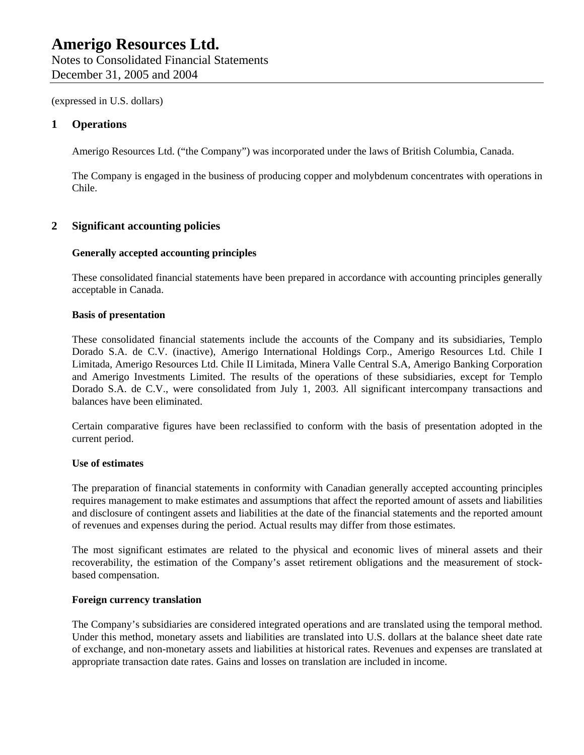# Amerigo Resources Ltd.

Notes to Consolidated Financial Statements
December 31, 2005 and 2004

(expressed in U.S. dollars)

## 1 Operations

Amerigo Resources Ltd. ("the Company") was incorporated under the laws of British Columbia, Canada.

The Company is engaged in the business of producing copper and molybdenum concentrates with operations in Chile.

## 2 Significant accounting policies

**Generally accepted accounting principles**

These consolidated financial statements have been prepared in accordance with accounting principles generally acceptable in Canada.

**Basis of presentation**

These consolidated financial statements include the accounts of the Company and its subsidiaries, Templo Dorado S.A. de C.V. (inactive), Amerigo International Holdings Corp., Amerigo Resources Ltd. Chile I Limitada, Amerigo Resources Ltd. Chile II Limitada, Minera Valle Central S.A, Amerigo Banking Corporation and Amerigo Investments Limited. The results of the operations of these subsidiaries, except for Templo Dorado S.A. de C.V., were consolidated from July 1, 2003. All significant intercompany transactions and balances have been eliminated.

Certain comparative figures have been reclassified to conform with the basis of presentation adopted in the current period.

**Use of estimates**

The preparation of financial statements in conformity with Canadian generally accepted accounting principles requires management to make estimates and assumptions that affect the reported amount of assets and liabilities and disclosure of contingent assets and liabilities at the date of the financial statements and the reported amount of revenues and expenses during the period. Actual results may differ from those estimates.

The most significant estimates are related to the physical and economic lives of mineral assets and their recoverability, the estimation of the Company's asset retirement obligations and the measurement of stock-based compensation.

**Foreign currency translation**

The Company's subsidiaries are considered integrated operations and are translated using the temporal method. Under this method, monetary assets and liabilities are translated into U.S. dollars at the balance sheet date rate of exchange, and non-monetary assets and liabilities at historical rates. Revenues and expenses are translated at appropriate transaction date rates. Gains and losses on translation are included in income.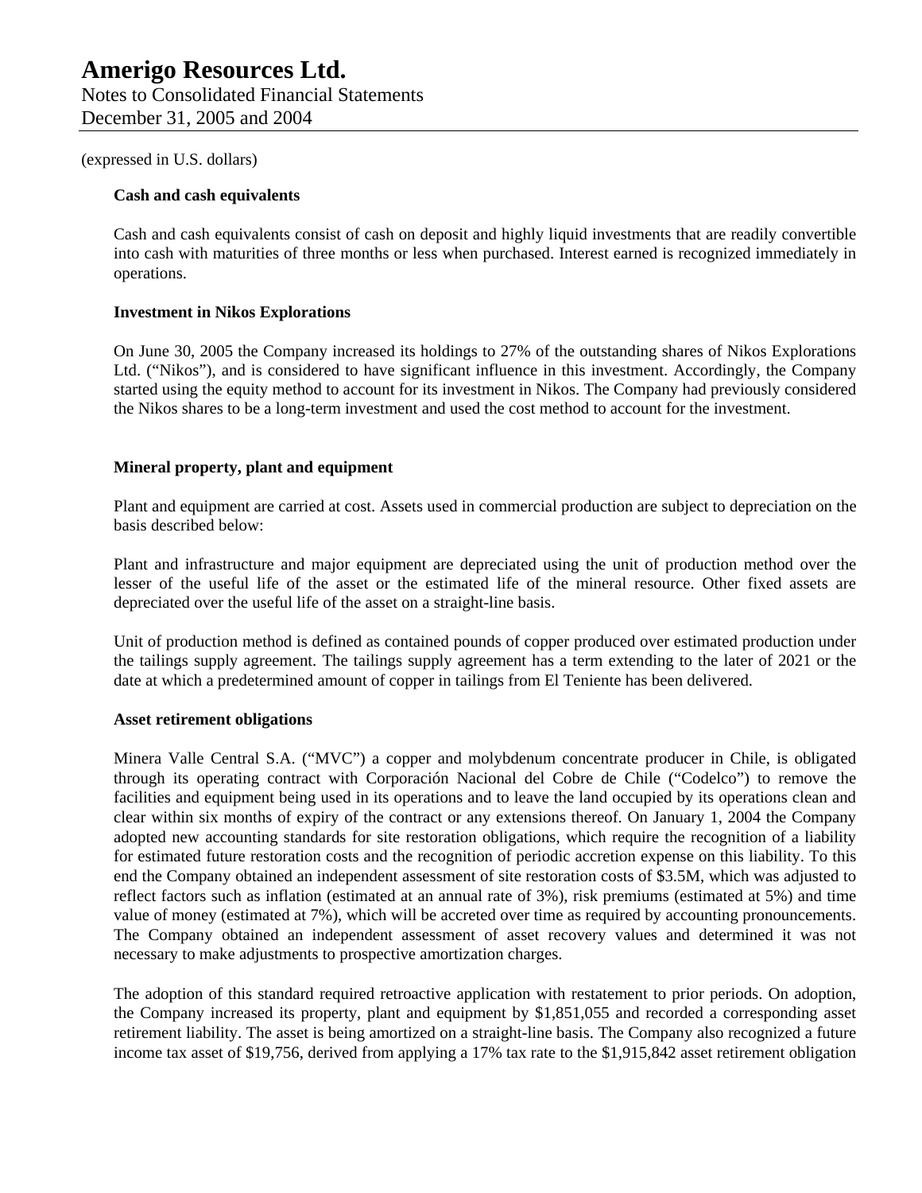# Amerigo Resources Ltd.

Notes to Consolidated Financial Statements
December 31, 2005 and 2004

(expressed in U.S. dollars)

**Cash and cash equivalents**

Cash and cash equivalents consist of cash on deposit and highly liquid investments that are readily convertible into cash with maturities of three months or less when purchased. Interest earned is recognized immediately in operations.

**Investment in Nikos Explorations**

On June 30, 2005 the Company increased its holdings to 27% of the outstanding shares of Nikos Explorations Ltd. ("Nikos"), and is considered to have significant influence in this investment. Accordingly, the Company started using the equity method to account for its investment in Nikos. The Company had previously considered the Nikos shares to be a long-term investment and used the cost method to account for the investment.

**Mineral property, plant and equipment**

Plant and equipment are carried at cost. Assets used in commercial production are subject to depreciation on the basis described below:

Plant and infrastructure and major equipment are depreciated using the unit of production method over the lesser of the useful life of the asset or the estimated life of the mineral resource. Other fixed assets are depreciated over the useful life of the asset on a straight-line basis.

Unit of production method is defined as contained pounds of copper produced over estimated production under the tailings supply agreement. The tailings supply agreement has a term extending to the later of 2021 or the date at which a predetermined amount of copper in tailings from El Teniente has been delivered.

**Asset retirement obligations**

Minera Valle Central S.A. ("MVC") a copper and molybdenum concentrate producer in Chile, is obligated through its operating contract with Corporación Nacional del Cobre de Chile ("Codelco") to remove the facilities and equipment being used in its operations and to leave the land occupied by its operations clean and clear within six months of expiry of the contract or any extensions thereof. On January 1, 2004 the Company adopted new accounting standards for site restoration obligations, which require the recognition of a liability for estimated future restoration costs and the recognition of periodic accretion expense on this liability. To this end the Company obtained an independent assessment of site restoration costs of $3.5M, which was adjusted to reflect factors such as inflation (estimated at an annual rate of 3%), risk premiums (estimated at 5%) and time value of money (estimated at 7%), which will be accreted over time as required by accounting pronouncements. The Company obtained an independent assessment of asset recovery values and determined it was not necessary to make adjustments to prospective amortization charges.

The adoption of this standard required retroactive application with restatement to prior periods. On adoption, the Company increased its property, plant and equipment by $1,851,055 and recorded a corresponding asset retirement liability. The asset is being amortized on a straight-line basis. The Company also recognized a future income tax asset of $19,756, derived from applying a 17% tax rate to the $1,915,842 asset retirement obligation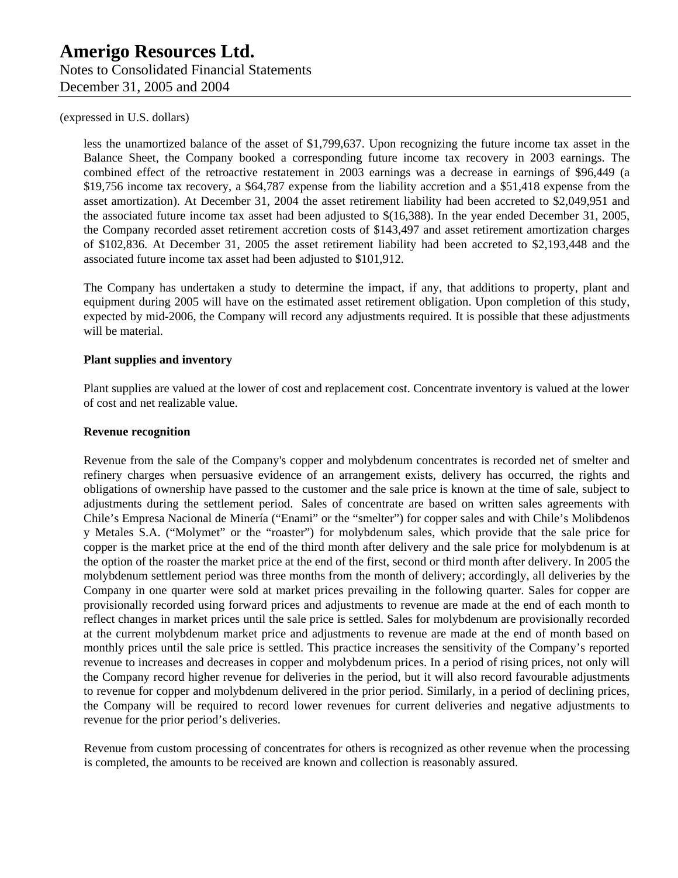(expressed in U.S. dollars)

less the unamortized balance of the asset of $1,799,637. Upon recognizing the future income tax asset in the Balance Sheet, the Company booked a corresponding future income tax recovery in 2003 earnings. The combined effect of the retroactive restatement in 2003 earnings was a decrease in earnings of $96,449 (a $19,756 income tax recovery, a $64,787 expense from the liability accretion and a $51,418 expense from the asset amortization). At December 31, 2004 the asset retirement liability had been accreted to $2,049,951 and the associated future income tax asset had been adjusted to $(16,388). In the year ended December 31, 2005, the Company recorded asset retirement accretion costs of $143,497 and asset retirement amortization charges of $102,836. At December 31, 2005 the asset retirement liability had been accreted to $2,193,448 and the associated future income tax asset had been adjusted to $101,912.

The Company has undertaken a study to determine the impact, if any, that additions to property, plant and equipment during 2005 will have on the estimated asset retirement obligation. Upon completion of this study, expected by mid-2006, the Company will record any adjustments required. It is possible that these adjustments will be material.

**Plant supplies and inventory**

Plant supplies are valued at the lower of cost and replacement cost. Concentrate inventory is valued at the lower of cost and net realizable value.

**Revenue recognition**

Revenue from the sale of the Company's copper and molybdenum concentrates is recorded net of smelter and refinery charges when persuasive evidence of an arrangement exists, delivery has occurred, the rights and obligations of ownership have passed to the customer and the sale price is known at the time of sale, subject to adjustments during the settlement period. Sales of concentrate are based on written sales agreements with Chile's Empresa Nacional de Minería ("Enami" or the "smelter") for copper sales and with Chile's Molibdenos y Metales S.A. ("Molymet" or the "roaster") for molybdenum sales, which provide that the sale price for copper is the market price at the end of the third month after delivery and the sale price for molybdenum is at the option of the roaster the market price at the end of the first, second or third month after delivery. In 2005 the molybdenum settlement period was three months from the month of delivery; accordingly, all deliveries by the Company in one quarter were sold at market prices prevailing in the following quarter. Sales for copper are provisionally recorded using forward prices and adjustments to revenue are made at the end of each month to reflect changes in market prices until the sale price is settled. Sales for molybdenum are provisionally recorded at the current molybdenum market price and adjustments to revenue are made at the end of month based on monthly prices until the sale price is settled. This practice increases the sensitivity of the Company's reported revenue to increases and decreases in copper and molybdenum prices. In a period of rising prices, not only will the Company record higher revenue for deliveries in the period, but it will also record favourable adjustments to revenue for copper and molybdenum delivered in the prior period. Similarly, in a period of declining prices, the Company will be required to record lower revenues for current deliveries and negative adjustments to revenue for the prior period's deliveries.

Revenue from custom processing of concentrates for others is recognized as other revenue when the processing is completed, the amounts to be received are known and collection is reasonably assured.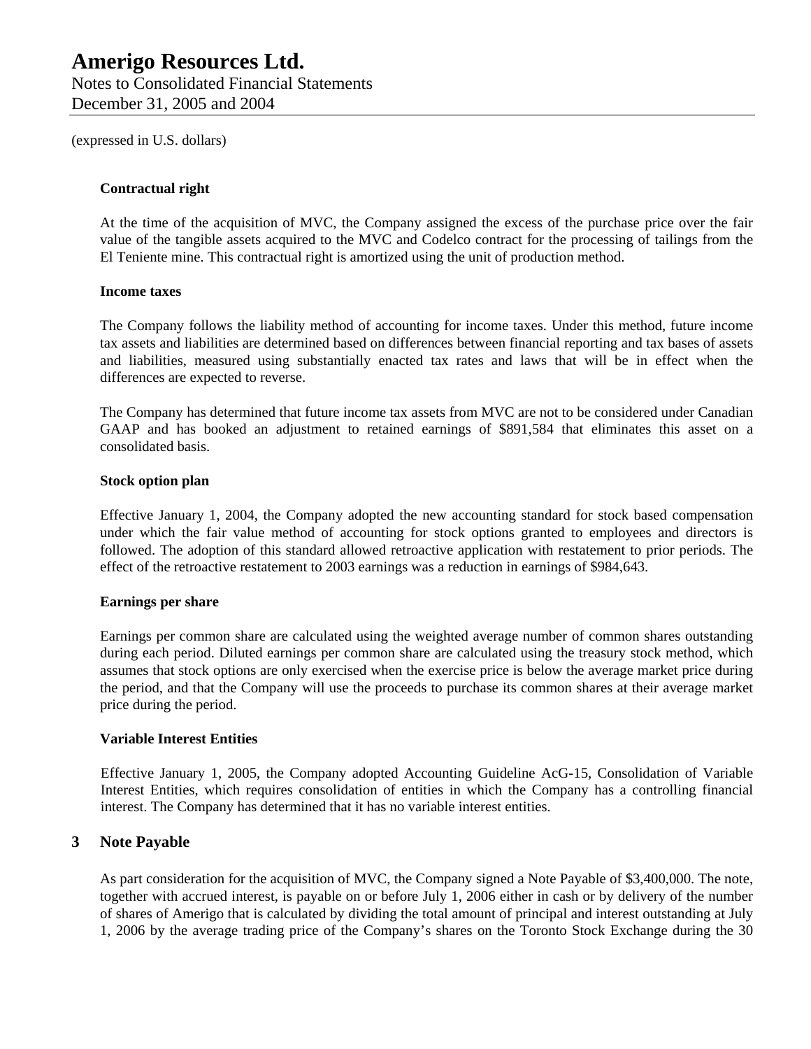(expressed in U.S. dollars)

**Contractual right**

At the time of the acquisition of MVC, the Company assigned the excess of the purchase price over the fair value of the tangible assets acquired to the MVC and Codelco contract for the processing of tailings from the El Teniente mine. This contractual right is amortized using the unit of production method.

**Income taxes**

The Company follows the liability method of accounting for income taxes. Under this method, future income tax assets and liabilities are determined based on differences between financial reporting and tax bases of assets and liabilities, measured using substantially enacted tax rates and laws that will be in effect when the differences are expected to reverse.

The Company has determined that future income tax assets from MVC are not to be considered under Canadian GAAP and has booked an adjustment to retained earnings of $891,584 that eliminates this asset on a consolidated basis.

**Stock option plan**

Effective January 1, 2004, the Company adopted the new accounting standard for stock based compensation under which the fair value method of accounting for stock options granted to employees and directors is followed. The adoption of this standard allowed retroactive application with restatement to prior periods. The effect of the retroactive restatement to 2003 earnings was a reduction in earnings of $984,643.

**Earnings per share**

Earnings per common share are calculated using the weighted average number of common shares outstanding during each period. Diluted earnings per common share are calculated using the treasury stock method, which assumes that stock options are only exercised when the exercise price is below the average market price during the period, and that the Company will use the proceeds to purchase its common shares at their average market price during the period.

**Variable Interest Entities**

Effective January 1, 2005, the Company adopted Accounting Guideline AcG-15, Consolidation of Variable Interest Entities, which requires consolidation of entities in which the Company has a controlling financial interest. The Company has determined that it has no variable interest entities.

## 3 Note Payable

As part consideration for the acquisition of MVC, the Company signed a Note Payable of $3,400,000. The note, together with accrued interest, is payable on or before July 1, 2006 either in cash or by delivery of the number of shares of Amerigo that is calculated by dividing the total amount of principal and interest outstanding at July 1, 2006 by the average trading price of the Company's shares on the Toronto Stock Exchange during the 30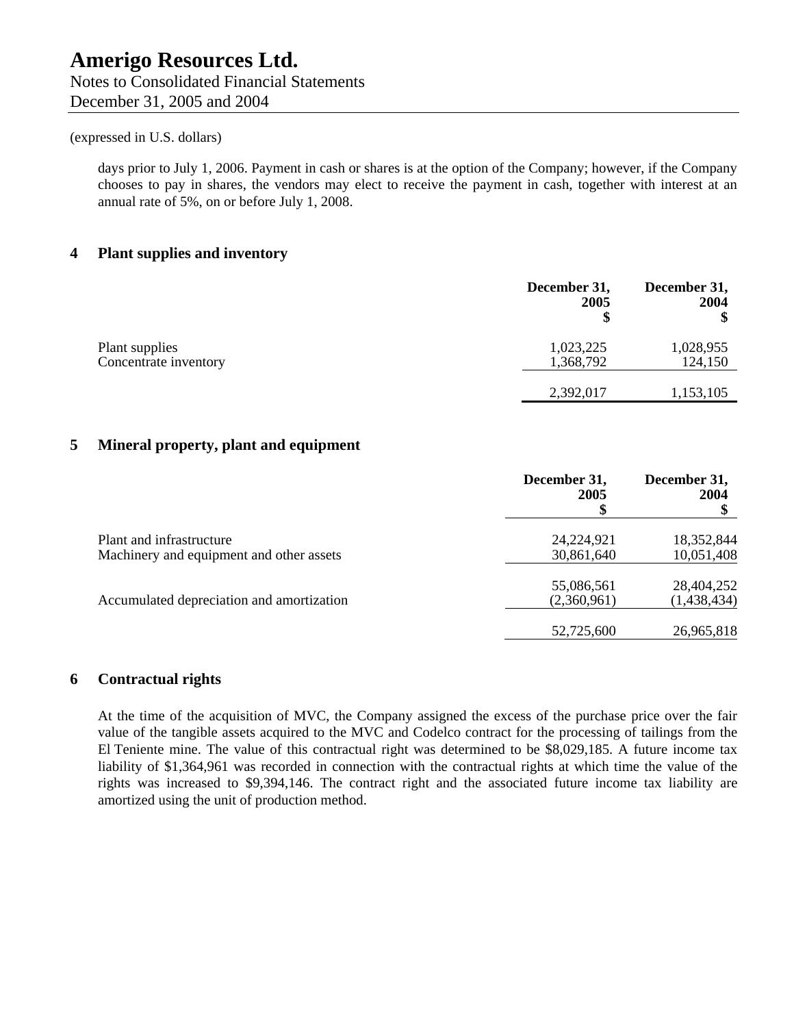(expressed in U.S. dollars)

days prior to July 1, 2006. Payment in cash or shares is at the option of the Company; however, if the Company chooses to pay in shares, the vendors may elect to receive the payment in cash, together with interest at an annual rate of 5%, on or before July 1, 2008.

## 4 Plant supplies and inventory

| | December 31, 2005 $ | December 31, 2004 $ |
|---|---|---|
| Plant supplies | 1,023,225 | 1,028,955 |
| Concentrate inventory | 1,368,792 | 124,150 |
| | 2,392,017 | 1,153,105 |

## 5 Mineral property, plant and equipment

| | December 31, 2005 $ | December 31, 2004 $ |
|---|---|---|
| Plant and infrastructure | 24,224,921 | 18,352,844 |
| Machinery and equipment and other assets | 30,861,640 | 10,051,408 |
| | 55,086,561 | 28,404,252 |
| Accumulated depreciation and amortization | (2,360,961) | (1,438,434) |
| | 52,725,600 | 26,965,818 |

## 6 Contractual rights

At the time of the acquisition of MVC, the Company assigned the excess of the purchase price over the fair value of the tangible assets acquired to the MVC and Codelco contract for the processing of tailings from the El Teniente mine. The value of this contractual right was determined to be $8,029,185. A future income tax liability of $1,364,961 was recorded in connection with the contractual rights at which time the value of the rights was increased to $9,394,146. The contract right and the associated future income tax liability are amortized using the unit of production method.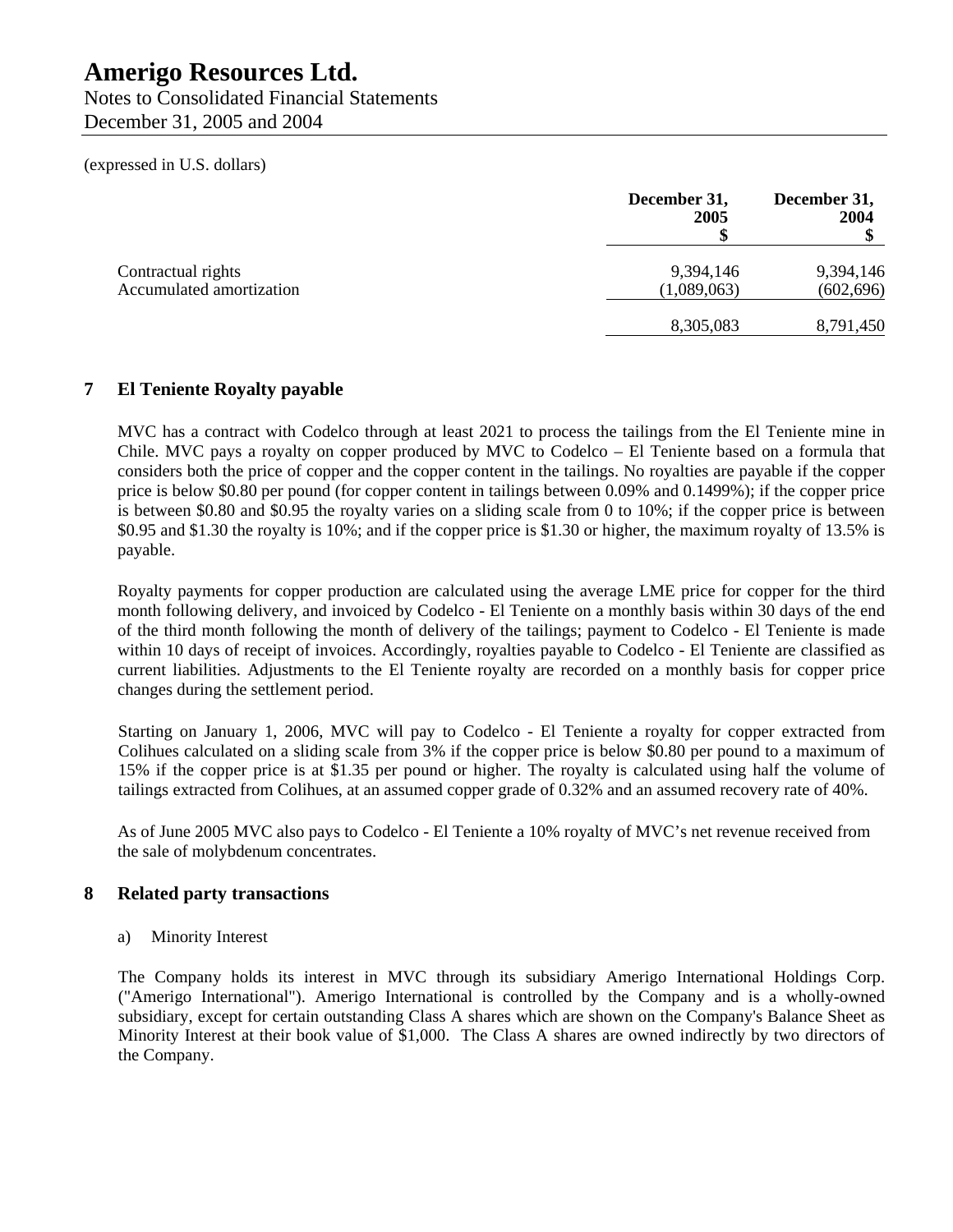(expressed in U.S. dollars)

| | December 31, 2005 $ | December 31, 2004 $ |
|---|---|---|
| Contractual rights | 9,394,146 | 9,394,146 |
| Accumulated amortization | (1,089,063) | (602,696) |
| | 8,305,083 | 8,791,450 |

## 7 El Teniente Royalty payable

MVC has a contract with Codelco through at least 2021 to process the tailings from the El Teniente mine in Chile. MVC pays a royalty on copper produced by MVC to Codelco – El Teniente based on a formula that considers both the price of copper and the copper content in the tailings. No royalties are payable if the copper price is below $0.80 per pound (for copper content in tailings between 0.09% and 0.1499%); if the copper price is between $0.80 and $0.95 the royalty varies on a sliding scale from 0 to 10%; if the copper price is between $0.95 and $1.30 the royalty is 10%; and if the copper price is $1.30 or higher, the maximum royalty of 13.5% is payable.

Royalty payments for copper production are calculated using the average LME price for copper for the third month following delivery, and invoiced by Codelco - El Teniente on a monthly basis within 30 days of the end of the third month following the month of delivery of the tailings; payment to Codelco - El Teniente is made within 10 days of receipt of invoices. Accordingly, royalties payable to Codelco - El Teniente are classified as current liabilities. Adjustments to the El Teniente royalty are recorded on a monthly basis for copper price changes during the settlement period.

Starting on January 1, 2006, MVC will pay to Codelco - El Teniente a royalty for copper extracted from Colihues calculated on a sliding scale from 3% if the copper price is below $0.80 per pound to a maximum of 15% if the copper price is at $1.35 per pound or higher. The royalty is calculated using half the volume of tailings extracted from Colihues, at an assumed copper grade of 0.32% and an assumed recovery rate of 40%.

As of June 2005 MVC also pays to Codelco - El Teniente a 10% royalty of MVC's net revenue received from the sale of molybdenum concentrates.

## 8 Related party transactions

a) Minority Interest

The Company holds its interest in MVC through its subsidiary Amerigo International Holdings Corp. ("Amerigo International"). Amerigo International is controlled by the Company and is a wholly-owned subsidiary, except for certain outstanding Class A shares which are shown on the Company's Balance Sheet as Minority Interest at their book value of $1,000. The Class A shares are owned indirectly by two directors of the Company.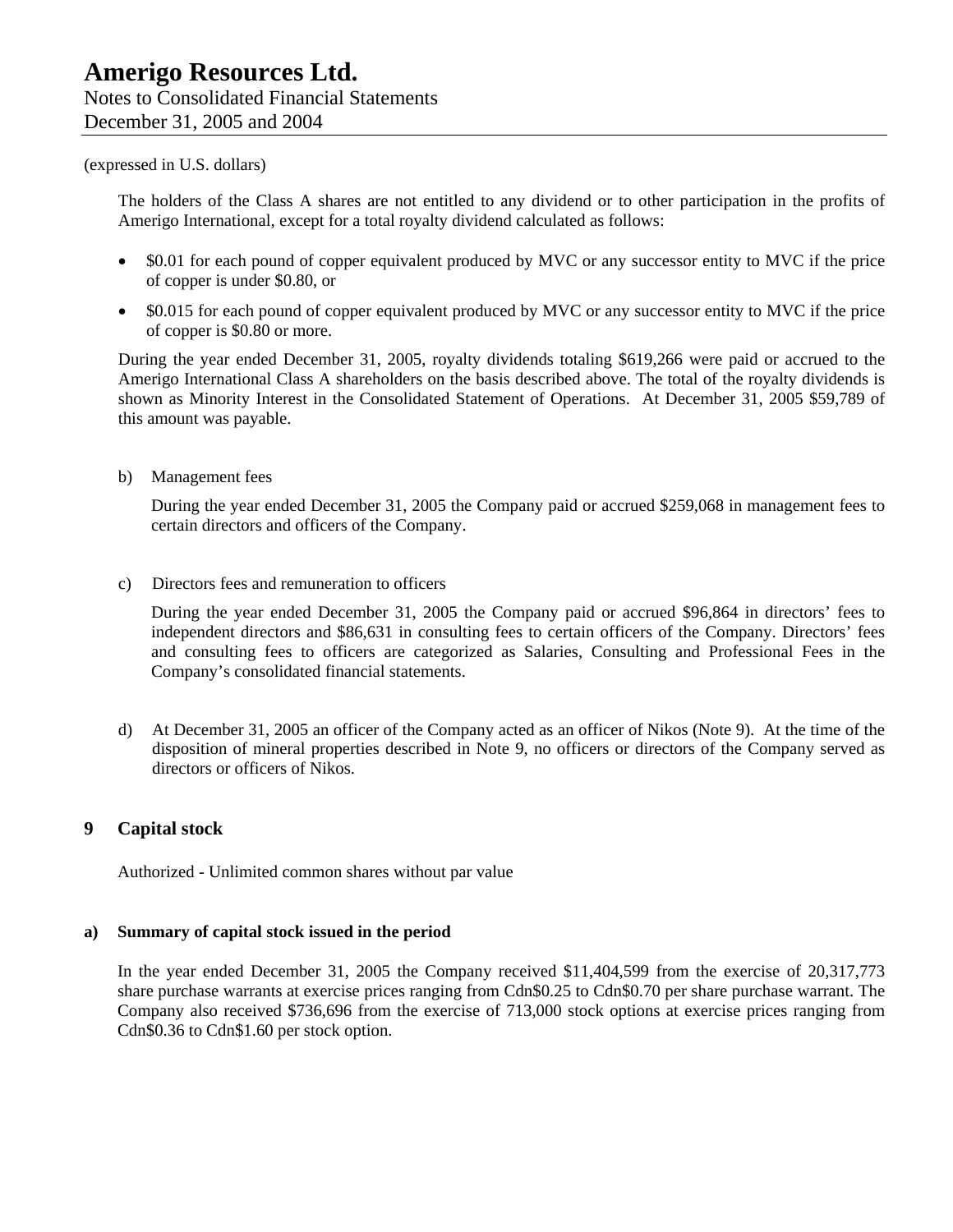(expressed in U.S. dollars)

The holders of the Class A shares are not entitled to any dividend or to other participation in the profits of Amerigo International, except for a total royalty dividend calculated as follows:

- $0.01 for each pound of copper equivalent produced by MVC or any successor entity to MVC if the price of copper is under $0.80, or
- $0.015 for each pound of copper equivalent produced by MVC or any successor entity to MVC if the price of copper is $0.80 or more.

During the year ended December 31, 2005, royalty dividends totaling $619,266 were paid or accrued to the Amerigo International Class A shareholders on the basis described above. The total of the royalty dividends is shown as Minority Interest in the Consolidated Statement of Operations. At December 31, 2005 $59,789 of this amount was payable.

b) Management fees

During the year ended December 31, 2005 the Company paid or accrued $259,068 in management fees to certain directors and officers of the Company.

c) Directors fees and remuneration to officers

During the year ended December 31, 2005 the Company paid or accrued $96,864 in directors' fees to independent directors and $86,631 in consulting fees to certain officers of the Company. Directors' fees and consulting fees to officers are categorized as Salaries, Consulting and Professional Fees in the Company's consolidated financial statements.

d) At December 31, 2005 an officer of the Company acted as an officer of Nikos (Note 9). At the time of the disposition of mineral properties described in Note 9, no officers or directors of the Company served as directors or officers of Nikos.

## 9 Capital stock

Authorized - Unlimited common shares without par value

### a) Summary of capital stock issued in the period

In the year ended December 31, 2005 the Company received $11,404,599 from the exercise of 20,317,773 share purchase warrants at exercise prices ranging from Cdn$0.25 to Cdn$0.70 per share purchase warrant. The Company also received $736,696 from the exercise of 713,000 stock options at exercise prices ranging from Cdn$0.36 to Cdn$1.60 per stock option.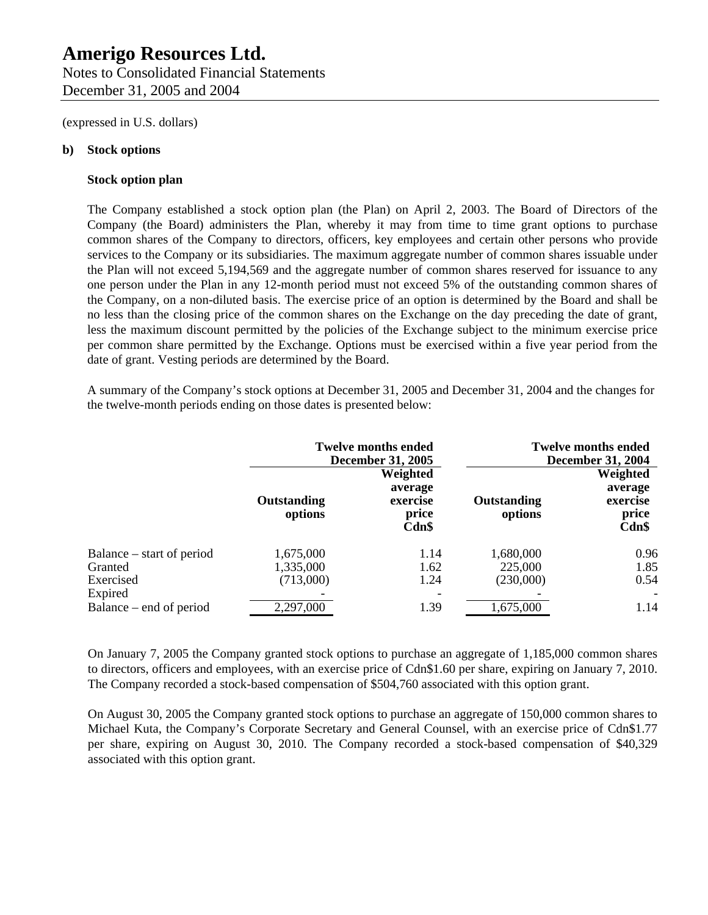(expressed in U.S. dollars)

**b) Stock options**

**Stock option plan**

The Company established a stock option plan (the Plan) on April 2, 2003. The Board of Directors of the Company (the Board) administers the Plan, whereby it may from time to time grant options to purchase common shares of the Company to directors, officers, key employees and certain other persons who provide services to the Company or its subsidiaries. The maximum aggregate number of common shares issuable under the Plan will not exceed 5,194,569 and the aggregate number of common shares reserved for issuance to any one person under the Plan in any 12-month period must not exceed 5% of the outstanding common shares of the Company, on a non-diluted basis. The exercise price of an option is determined by the Board and shall be no less than the closing price of the common shares on the Exchange on the day preceding the date of grant, less the maximum discount permitted by the policies of the Exchange subject to the minimum exercise price per common share permitted by the Exchange. Options must be exercised within a five year period from the date of grant. Vesting periods are determined by the Board.

A summary of the Company's stock options at December 31, 2005 and December 31, 2004 and the changes for the twelve-month periods ending on those dates is presented below:

| | Twelve months ended December 31, 2005 | | Twelve months ended December 31, 2004 | |
|---|---|---|---|---|
| | Outstanding options | Weighted average exercise price Cdn$ | Outstanding options | Weighted average exercise price Cdn$ |
| Balance – start of period | 1,675,000 | 1.14 | 1,680,000 | 0.96 |
| Granted | 1,335,000 | 1.62 | 225,000 | 1.85 |
| Exercised | (713,000) | 1.24 | (230,000) | 0.54 |
| Expired | - | - | - | - |
| Balance – end of period | 2,297,000 | 1.39 | 1,675,000 | 1.14 |

On January 7, 2005 the Company granted stock options to purchase an aggregate of 1,185,000 common shares to directors, officers and employees, with an exercise price of Cdn$1.60 per share, expiring on January 7, 2010. The Company recorded a stock-based compensation of $504,760 associated with this option grant.

On August 30, 2005 the Company granted stock options to purchase an aggregate of 150,000 common shares to Michael Kuta, the Company's Corporate Secretary and General Counsel, with an exercise price of Cdn$1.77 per share, expiring on August 30, 2010. The Company recorded a stock-based compensation of $40,329 associated with this option grant.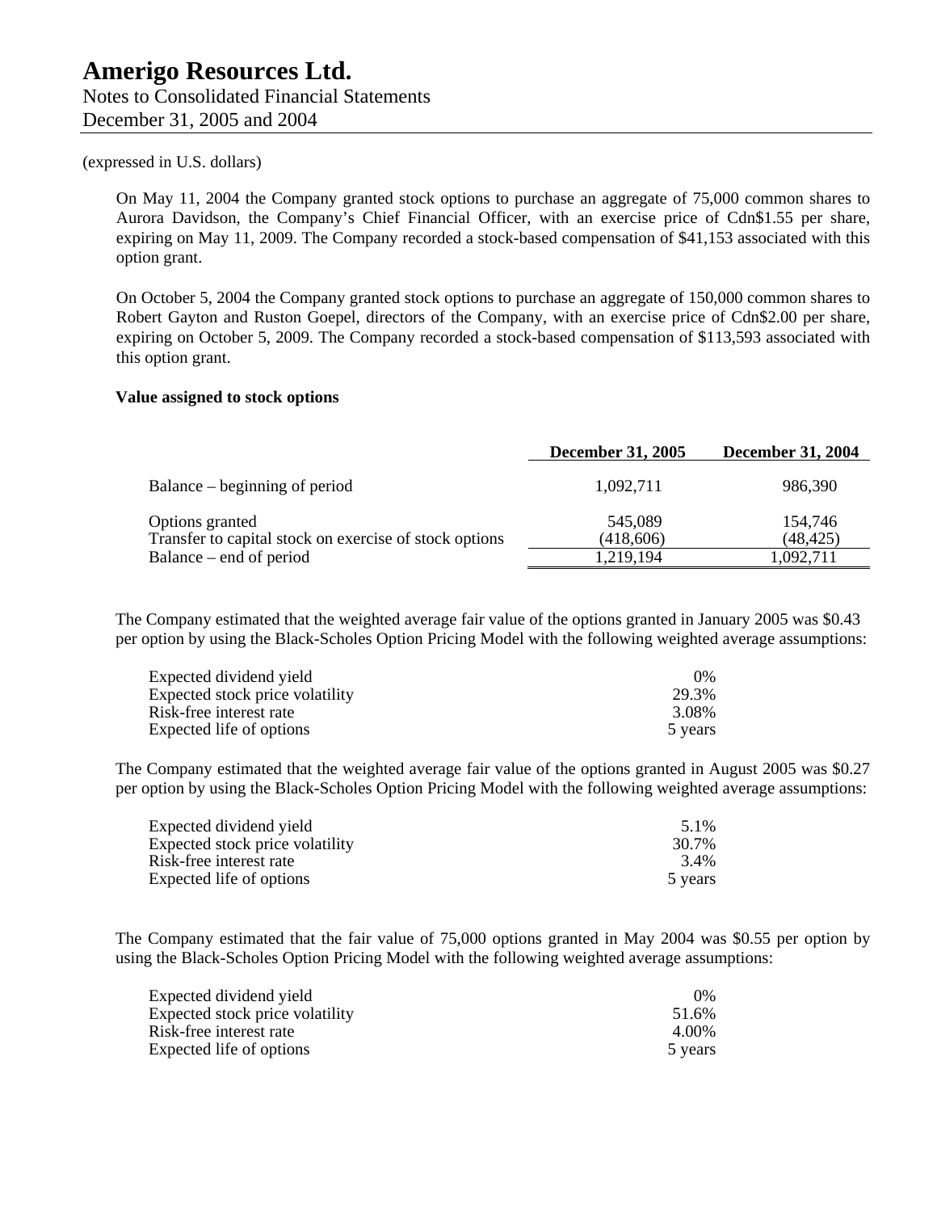(expressed in U.S. dollars)

On May 11, 2004 the Company granted stock options to purchase an aggregate of 75,000 common shares to Aurora Davidson, the Company's Chief Financial Officer, with an exercise price of Cdn$1.55 per share, expiring on May 11, 2009. The Company recorded a stock-based compensation of $41,153 associated with this option grant.

On October 5, 2004 the Company granted stock options to purchase an aggregate of 150,000 common shares to Robert Gayton and Ruston Goepel, directors of the Company, with an exercise price of Cdn$2.00 per share, expiring on October 5, 2009. The Company recorded a stock-based compensation of $113,593 associated with this option grant.

**Value assigned to stock options**

| | December 31, 2005 | December 31, 2004 |
|---|---|---|
| Balance – beginning of period | 1,092,711 | 986,390 |
| Options granted | 545,089 | 154,746 |
| Transfer to capital stock on exercise of stock options | (418,606) | (48,425) |
| Balance – end of period | 1,219,194 | 1,092,711 |

The Company estimated that the weighted average fair value of the options granted in January 2005 was $0.43 per option by using the Black-Scholes Option Pricing Model with the following weighted average assumptions:

| | |
|---|---|
| Expected dividend yield | 0% |
| Expected stock price volatility | 29.3% |
| Risk-free interest rate | 3.08% |
| Expected life of options | 5 years |

The Company estimated that the weighted average fair value of the options granted in August 2005 was $0.27 per option by using the Black-Scholes Option Pricing Model with the following weighted average assumptions:

| | |
|---|---|
| Expected dividend yield | 5.1% |
| Expected stock price volatility | 30.7% |
| Risk-free interest rate | 3.4% |
| Expected life of options | 5 years |

The Company estimated that the fair value of 75,000 options granted in May 2004 was $0.55 per option by using the Black-Scholes Option Pricing Model with the following weighted average assumptions:

| | |
|---|---|
| Expected dividend yield | 0% |
| Expected stock price volatility | 51.6% |
| Risk-free interest rate | 4.00% |
| Expected life of options | 5 years |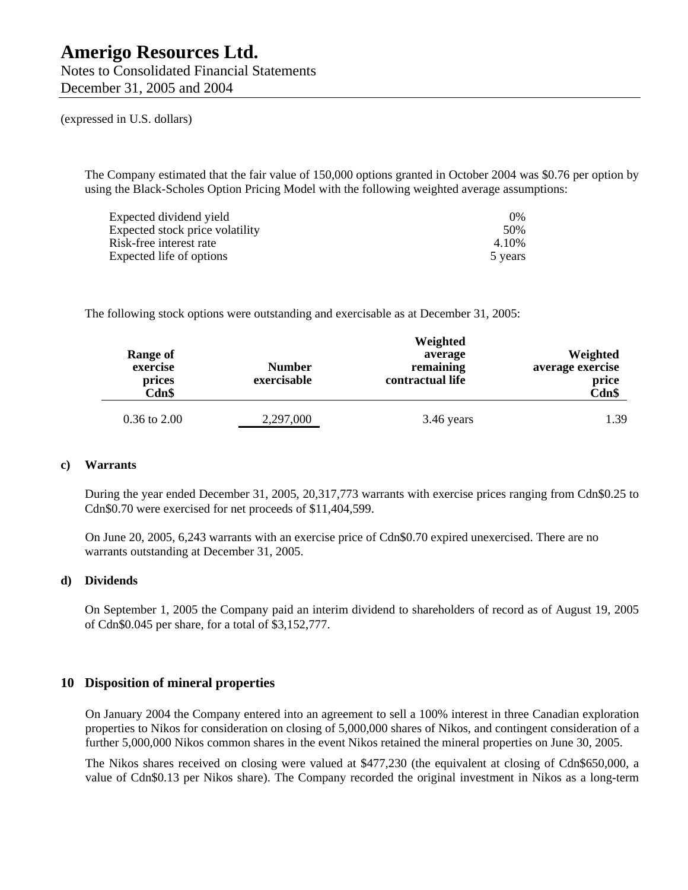(expressed in U.S. dollars)

The Company estimated that the fair value of 150,000 options granted in October 2004 was $0.76 per option by using the Black-Scholes Option Pricing Model with the following weighted average assumptions:

| | |
|---|---|
| Expected dividend yield | 0% |
| Expected stock price volatility | 50% |
| Risk-free interest rate | 4.10% |
| Expected life of options | 5 years |

The following stock options were outstanding and exercisable as at December 31, 2005:

| Range of exercise prices Cdn$ | Number exercisable | Weighted average remaining contractual life | Weighted average exercise price Cdn$ |
|---|---|---|---|
| 0.36 to 2.00 | 2,297,000 | 3.46 years | 1.39 |

**c) Warrants**

During the year ended December 31, 2005, 20,317,773 warrants with exercise prices ranging from Cdn$0.25 to Cdn$0.70 were exercised for net proceeds of $11,404,599.

On June 20, 2005, 6,243 warrants with an exercise price of Cdn$0.70 expired unexercised. There are no warrants outstanding at December 31, 2005.

**d) Dividends**

On September 1, 2005 the Company paid an interim dividend to shareholders of record as of August 19, 2005 of Cdn$0.045 per share, for a total of $3,152,777.

## 10 Disposition of mineral properties

On January 2004 the Company entered into an agreement to sell a 100% interest in three Canadian exploration properties to Nikos for consideration on closing of 5,000,000 shares of Nikos, and contingent consideration of a further 5,000,000 Nikos common shares in the event Nikos retained the mineral properties on June 30, 2005.

The Nikos shares received on closing were valued at $477,230 (the equivalent at closing of Cdn$650,000, a value of Cdn$0.13 per Nikos share). The Company recorded the original investment in Nikos as a long-term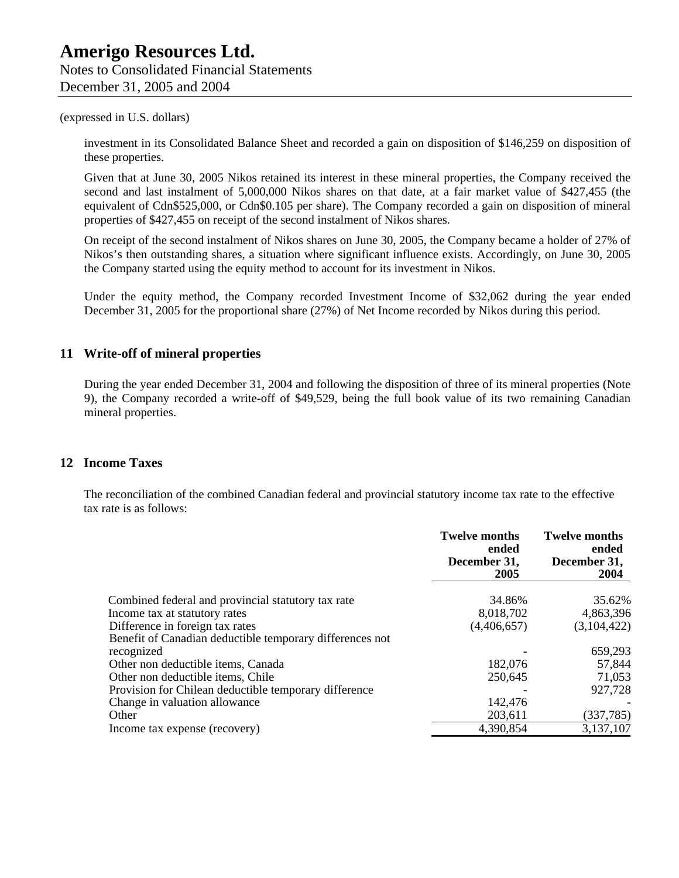(expressed in U.S. dollars)

investment in its Consolidated Balance Sheet and recorded a gain on disposition of $146,259 on disposition of these properties.

Given that at June 30, 2005 Nikos retained its interest in these mineral properties, the Company received the second and last instalment of 5,000,000 Nikos shares on that date, at a fair market value of $427,455 (the equivalent of Cdn$525,000, or Cdn$0.105 per share). The Company recorded a gain on disposition of mineral properties of $427,455 on receipt of the second instalment of Nikos shares.

On receipt of the second instalment of Nikos shares on June 30, 2005, the Company became a holder of 27% of Nikos's then outstanding shares, a situation where significant influence exists. Accordingly, on June 30, 2005 the Company started using the equity method to account for its investment in Nikos.

Under the equity method, the Company recorded Investment Income of $32,062 during the year ended December 31, 2005 for the proportional share (27%) of Net Income recorded by Nikos during this period.

## 11 Write-off of mineral properties

During the year ended December 31, 2004 and following the disposition of three of its mineral properties (Note 9), the Company recorded a write-off of $49,529, being the full book value of its two remaining Canadian mineral properties.

## 12 Income Taxes

The reconciliation of the combined Canadian federal and provincial statutory income tax rate to the effective tax rate is as follows:

| | Twelve months ended December 31, 2005 | Twelve months ended December 31, 2004 |
|---|---|---|
| Combined federal and provincial statutory tax rate | 34.86% | 35.62% |
| Income tax at statutory rates | 8,018,702 | 4,863,396 |
| Difference in foreign tax rates | (4,406,657) | (3,104,422) |
| Benefit of Canadian deductible temporary differences not recognized | - | 659,293 |
| Other non deductible items, Canada | 182,076 | 57,844 |
| Other non deductible items, Chile | 250,645 | 71,053 |
| Provision for Chilean deductible temporary difference | - | 927,728 |
| Change in valuation allowance | 142,476 | - |
| Other | 203,611 | (337,785) |
| Income tax expense (recovery) | 4,390,854 | 3,137,107 |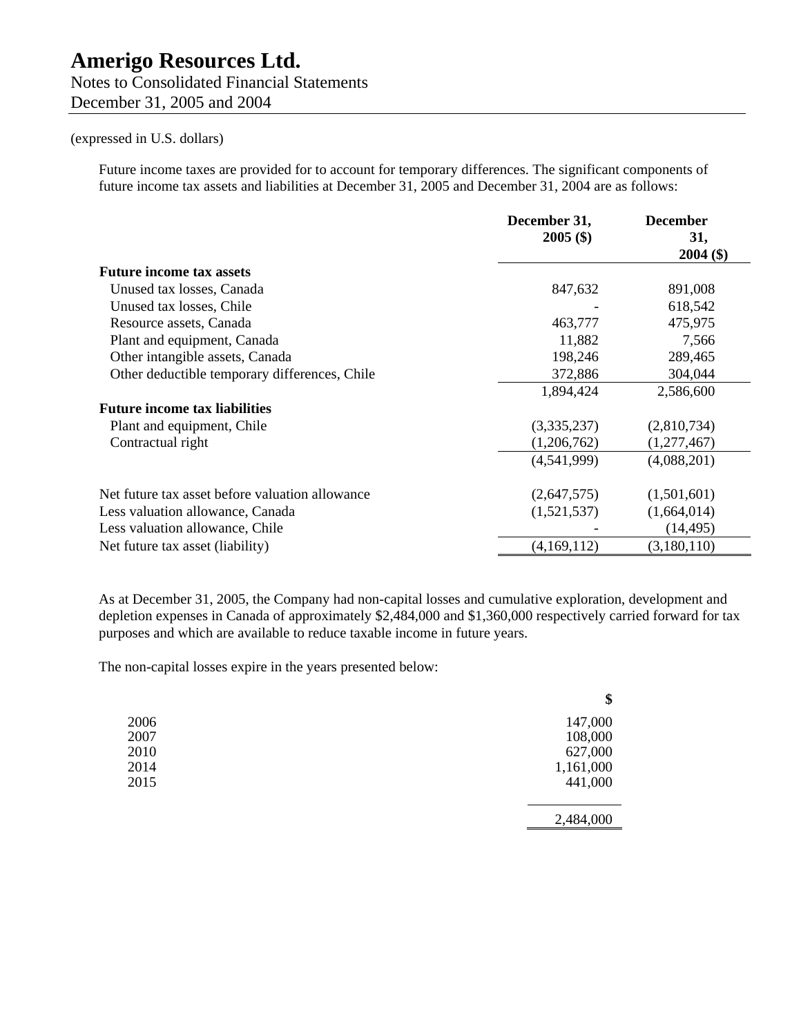(expressed in U.S. dollars)

Future income taxes are provided for to account for temporary differences. The significant components of future income tax assets and liabilities at December 31, 2005 and December 31, 2004 are as follows:

| | December 31, 2005 ($) | December 31, 2004 ($) |
|---|---|---|
| **Future income tax assets** | | |
| Unused tax losses, Canada | 847,632 | 891,008 |
| Unused tax losses, Chile | - | 618,542 |
| Resource assets, Canada | 463,777 | 475,975 |
| Plant and equipment, Canada | 11,882 | 7,566 |
| Other intangible assets, Canada | 198,246 | 289,465 |
| Other deductible temporary differences, Chile | 372,886 | 304,044 |
| | 1,894,424 | 2,586,600 |
| **Future income tax liabilities** | | |
| Plant and equipment, Chile | (3,335,237) | (2,810,734) |
| Contractual right | (1,206,762) | (1,277,467) |
| | (4,541,999) | (4,088,201) |
| Net future tax asset before valuation allowance | (2,647,575) | (1,501,601) |
| Less valuation allowance, Canada | (1,521,537) | (1,664,014) |
| Less valuation allowance, Chile | - | (14,495) |
| Net future tax asset (liability) | (4,169,112) | (3,180,110) |

As at December 31, 2005, the Company had non-capital losses and cumulative exploration, development and depletion expenses in Canada of approximately $2,484,000 and $1,360,000 respectively carried forward for tax purposes and which are available to reduce taxable income in future years.

The non-capital losses expire in the years presented below:

| | $ |
|---|---|
| 2006 | 147,000 |
| 2007 | 108,000 |
| 2010 | 627,000 |
| 2014 | 1,161,000 |
| 2015 | 441,000 |
| | 2,484,000 |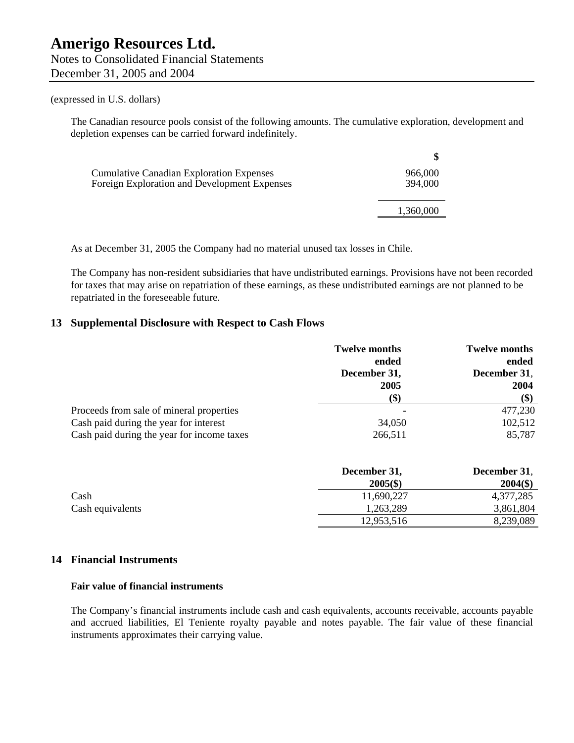(expressed in U.S. dollars)

The Canadian resource pools consist of the following amounts. The cumulative exploration, development and depletion expenses can be carried forward indefinitely.

| | $ |
|---|---|
| Cumulative Canadian Exploration Expenses | 966,000 |
| Foreign Exploration and Development Expenses | 394,000 |
| | 1,360,000 |

As at December 31, 2005 the Company had no material unused tax losses in Chile.

The Company has non-resident subsidiaries that have undistributed earnings. Provisions have not been recorded for taxes that may arise on repatriation of these earnings, as these undistributed earnings are not planned to be repatriated in the foreseeable future.

## 13 Supplemental Disclosure with Respect to Cash Flows

| | Twelve months ended December 31, 2005 ($) | Twelve months ended December 31, 2004 ($) |
|---|---|---|
| Proceeds from sale of mineral properties | - | 477,230 |
| Cash paid during the year for interest | 34,050 | 102,512 |
| Cash paid during the year for income taxes | 266,511 | 85,787 |

| | December 31, 2005($) | December 31, 2004($) |
|---|---|---|
| Cash | 11,690,227 | 4,377,285 |
| Cash equivalents | 1,263,289 | 3,861,804 |
| | 12,953,516 | 8,239,089 |

## 14 Financial Instruments

### Fair value of financial instruments

The Company's financial instruments include cash and cash equivalents, accounts receivable, accounts payable and accrued liabilities, El Teniente royalty payable and notes payable. The fair value of these financial instruments approximates their carrying value.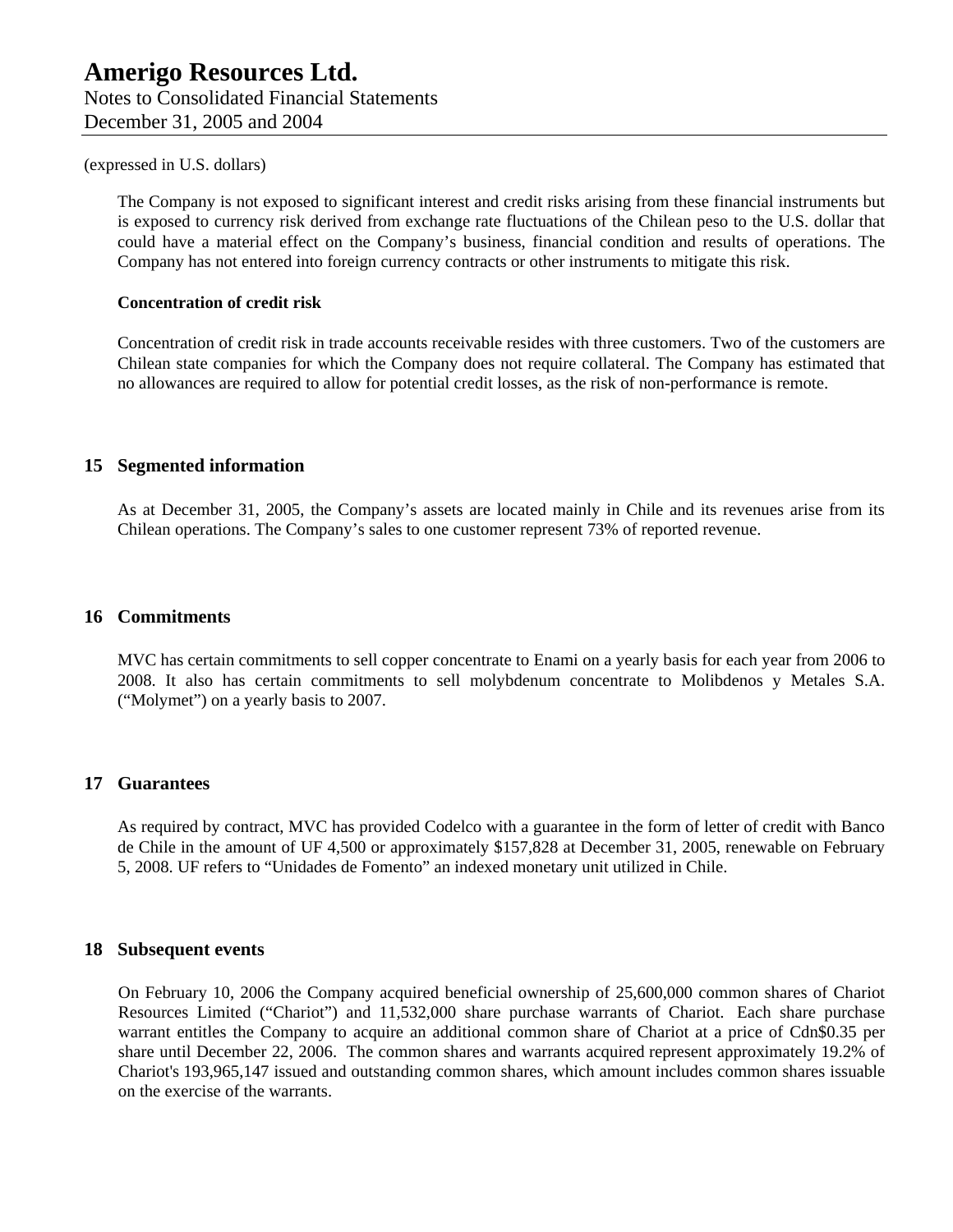(expressed in U.S. dollars)

The Company is not exposed to significant interest and credit risks arising from these financial instruments but is exposed to currency risk derived from exchange rate fluctuations of the Chilean peso to the U.S. dollar that could have a material effect on the Company's business, financial condition and results of operations. The Company has not entered into foreign currency contracts or other instruments to mitigate this risk.

**Concentration of credit risk**

Concentration of credit risk in trade accounts receivable resides with three customers. Two of the customers are Chilean state companies for which the Company does not require collateral. The Company has estimated that no allowances are required to allow for potential credit losses, as the risk of non-performance is remote.

## 15 Segmented information

As at December 31, 2005, the Company's assets are located mainly in Chile and its revenues arise from its Chilean operations. The Company's sales to one customer represent 73% of reported revenue.

## 16 Commitments

MVC has certain commitments to sell copper concentrate to Enami on a yearly basis for each year from 2006 to 2008. It also has certain commitments to sell molybdenum concentrate to Molibdenos y Metales S.A. ("Molymet") on a yearly basis to 2007.

## 17 Guarantees

As required by contract, MVC has provided Codelco with a guarantee in the form of letter of credit with Banco de Chile in the amount of UF 4,500 or approximately $157,828 at December 31, 2005, renewable on February 5, 2008. UF refers to "Unidades de Fomento" an indexed monetary unit utilized in Chile.

## 18 Subsequent events

On February 10, 2006 the Company acquired beneficial ownership of 25,600,000 common shares of Chariot Resources Limited ("Chariot") and 11,532,000 share purchase warrants of Chariot. Each share purchase warrant entitles the Company to acquire an additional common share of Chariot at a price of Cdn$0.35 per share until December 22, 2006. The common shares and warrants acquired represent approximately 19.2% of Chariot's 193,965,147 issued and outstanding common shares, which amount includes common shares issuable on the exercise of the warrants.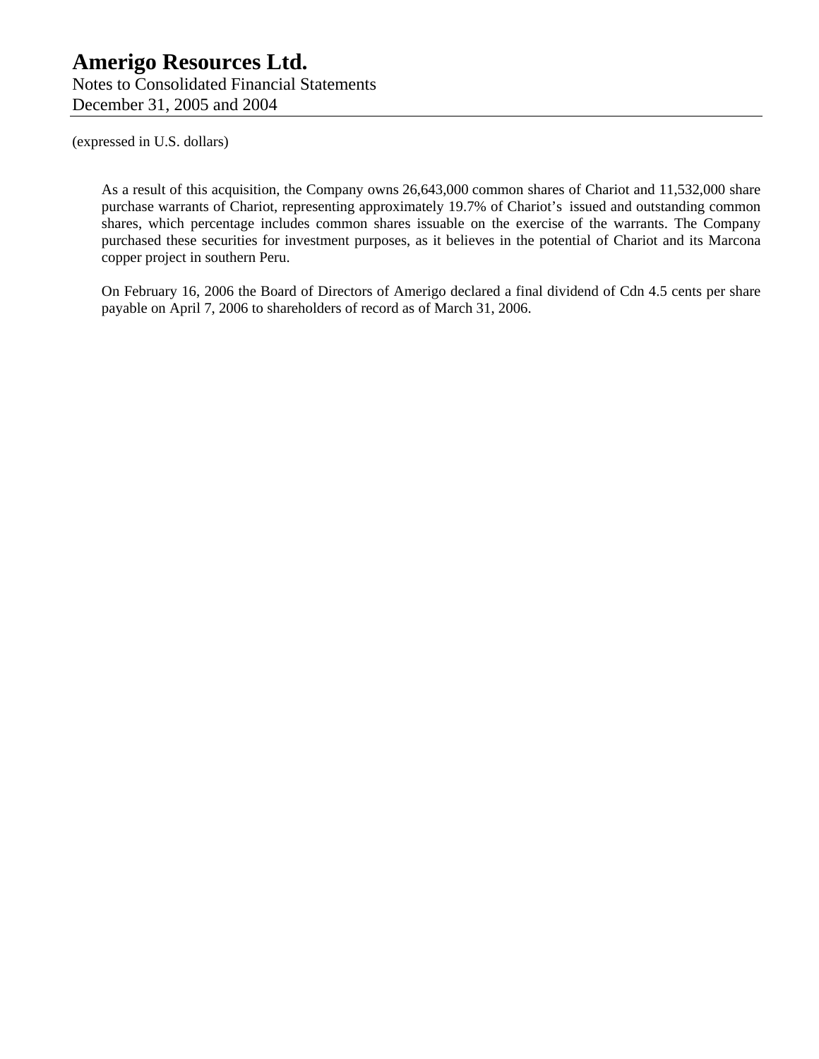(expressed in U.S. dollars)

As a result of this acquisition, the Company owns 26,643,000 common shares of Chariot and 11,532,000 share purchase warrants of Chariot, representing approximately 19.7% of Chariot's issued and outstanding common shares, which percentage includes common shares issuable on the exercise of the warrants. The Company purchased these securities for investment purposes, as it believes in the potential of Chariot and its Marcona copper project in southern Peru.

On February 16, 2006 the Board of Directors of Amerigo declared a final dividend of Cdn 4.5 cents per share payable on April 7, 2006 to shareholders of record as of March 31, 2006.